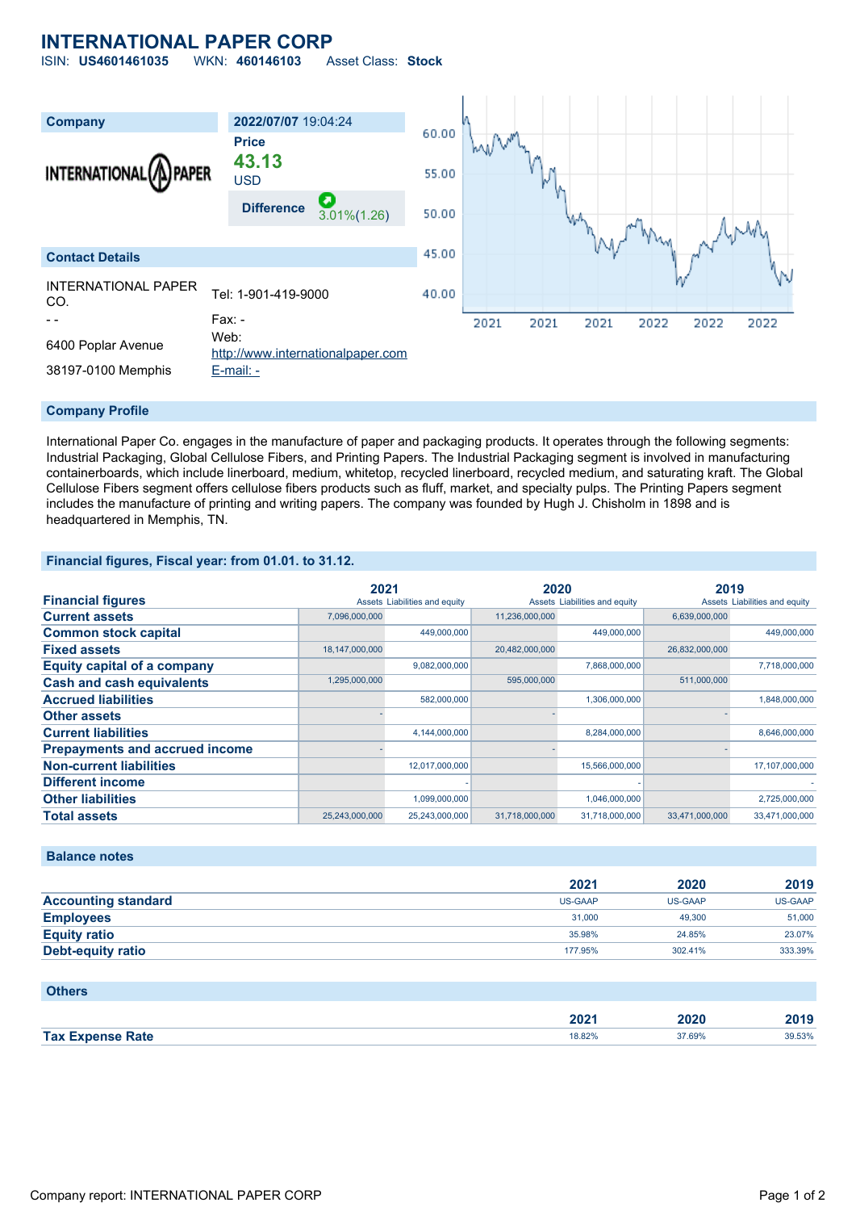# INTERNATIONAL PAPER CORP

ISIN: **US4601461035** WKN: **460146103** Asset Class: **Stock**

| Company | 2022/07/07 19:04:24 |
|---|---|
| | **Price** **43.13** USD |
| | **Difference** 3.01%(1.26) |

## Contact Details

| | |
|---|---|
| INTERNATIONAL PAPER CO. | Tel: 1-901-419-9000 |
| - - | Fax: - |
| 6400 Poplar Avenue | Web: http://www.internationalpaper.com |
| 38197-0100 Memphis | E-mail: - |

## Company Profile

International Paper Co. engages in the manufacture of paper and packaging products. It operates through the following segments: Industrial Packaging, Global Cellulose Fibers, and Printing Papers. The Industrial Packaging segment is involved in manufacturing containerboards, which include linerboard, medium, whitetop, recycled linerboard, recycled medium, and saturating kraft. The Global Cellulose Fibers segment offers cellulose fibers products such as fluff, market, and specialty pulps. The Printing Papers segment includes the manufacture of printing and writing papers. The company was founded by Hugh J. Chisholm in 1898 and is headquartered in Memphis, TN.

## Financial figures, Fiscal year: from 01.01. to 31.12.

| Financial figures | 2021 Assets | 2021 Liabilities and equity | 2020 Assets | 2020 Liabilities and equity | 2019 Assets | 2019 Liabilities and equity |
|---|---|---|---|---|---|---|
| Current assets | 7,096,000,000 | | 11,236,000,000 | | 6,639,000,000 | |
| Common stock capital | | 449,000,000 | | 449,000,000 | | 449,000,000 |
| Fixed assets | 18,147,000,000 | | 20,482,000,000 | | 26,832,000,000 | |
| Equity capital of a company | | 9,082,000,000 | | 7,868,000,000 | | 7,718,000,000 |
| Cash and cash equivalents | 1,295,000,000 | | 595,000,000 | | 511,000,000 | |
| Accrued liabilities | | 582,000,000 | | 1,306,000,000 | | 1,848,000,000 |
| Other assets | - | | - | | - | |
| Current liabilities | | 4,144,000,000 | | 8,284,000,000 | | 8,646,000,000 |
| Prepayments and accrued income | - | | - | | - | |
| Non-current liabilities | | 12,017,000,000 | | 15,566,000,000 | | 17,107,000,000 |
| Different income | | - | | - | | - |
| Other liabilities | | 1,099,000,000 | | 1,046,000,000 | | 2,725,000,000 |
| Total assets | 25,243,000,000 | 25,243,000,000 | 31,718,000,000 | 31,718,000,000 | 33,471,000,000 | 33,471,000,000 |

## Balance notes

| | 2021 | 2020 | 2019 |
|---|---|---|---|
| Accounting standard | US-GAAP | US-GAAP | US-GAAP |
| Employees | 31,000 | 49,300 | 51,000 |
| Equity ratio | 35.98% | 24.85% | 23.07% |
| Debt-equity ratio | 177.95% | 302.41% | 333.39% |

## Others

| | 2021 | 2020 | 2019 |
|---|---|---|---|
| Tax Expense Rate | 18.82% | 37.69% | 39.53% |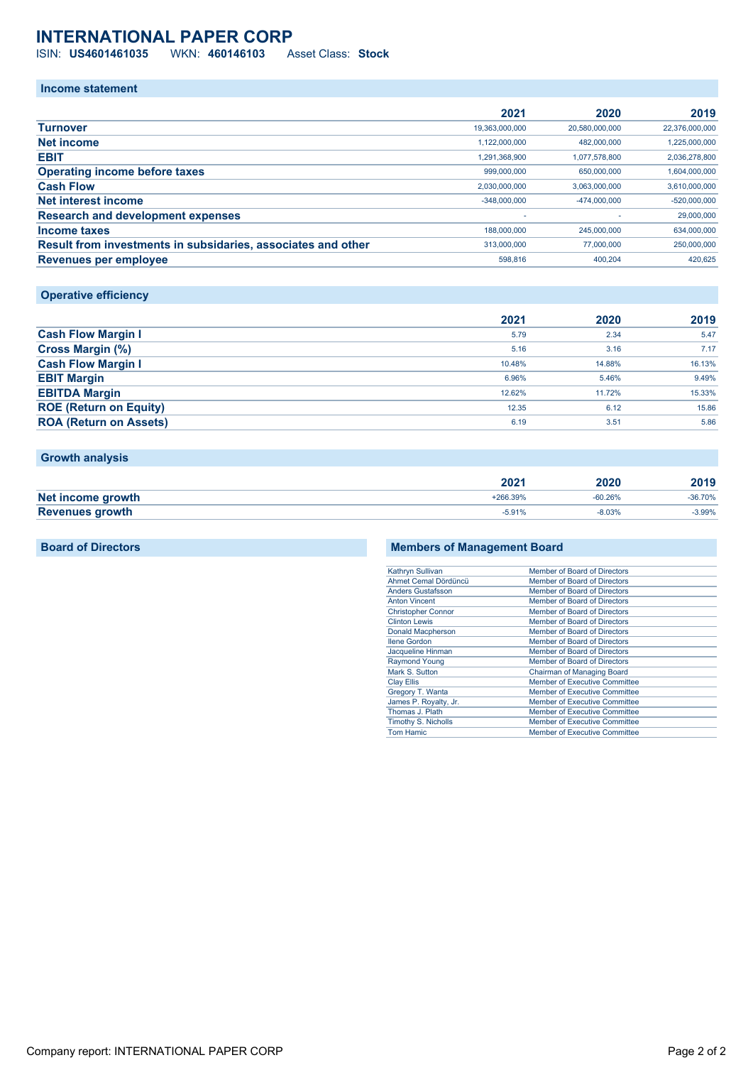# INTERNATIONAL PAPER CORP

ISIN: **US4601461035** WKN: **460146103** Asset Class: **Stock**

## Income statement

| | 2021 | 2020 | 2019 |
|---|---|---|---|
| **Turnover** | 19,363,000,000 | 20,580,000,000 | 22,376,000,000 |
| **Net income** | 1,122,000,000 | 482,000,000 | 1,225,000,000 |
| **EBIT** | 1,291,368,900 | 1,077,578,800 | 2,036,278,800 |
| **Operating income before taxes** | 999,000,000 | 650,000,000 | 1,604,000,000 |
| **Cash Flow** | 2,030,000,000 | 3,063,000,000 | 3,610,000,000 |
| **Net interest income** | -348,000,000 | -474,000,000 | -520,000,000 |
| **Research and development expenses** | - | - | 29,000,000 |
| **Income taxes** | 188,000,000 | 245,000,000 | 634,000,000 |
| **Result from investments in subsidaries, associates and other** | 313,000,000 | 77,000,000 | 250,000,000 |
| **Revenues per employee** | 598,816 | 400,204 | 420,625 |

## Operative efficiency

| | 2021 | 2020 | 2019 |
|---|---|---|---|
| **Cash Flow Margin I** | 5.79 | 2.34 | 5.47 |
| **Cross Margin (%)** | 5.16 | 3.16 | 7.17 |
| **Cash Flow Margin I** | 10.48% | 14.88% | 16.13% |
| **EBIT Margin** | 6.96% | 5.46% | 9.49% |
| **EBITDA Margin** | 12.62% | 11.72% | 15.33% |
| **ROE (Return on Equity)** | 12.35 | 6.12 | 15.86 |
| **ROA (Return on Assets)** | 6.19 | 3.51 | 5.86 |

## Growth analysis

| | 2021 | 2020 | 2019 |
|---|---|---|---|
| **Net income growth** | +266.39% | -60.26% | -36.70% |
| **Revenues growth** | -5.91% | -8.03% | -3.99% |

## Board of Directors

## Members of Management Board

| | |
|---|---|
| Kathryn Sullivan | Member of Board of Directors |
| Ahmet Cemal Dördüncü | Member of Board of Directors |
| Anders Gustafsson | Member of Board of Directors |
| Anton Vincent | Member of Board of Directors |
| Christopher Connor | Member of Board of Directors |
| Clinton Lewis | Member of Board of Directors |
| Donald Macpherson | Member of Board of Directors |
| Ilene Gordon | Member of Board of Directors |
| Jacqueline Hinman | Member of Board of Directors |
| Raymond Young | Member of Board of Directors |
| Mark S. Sutton | Chairman of Managing Board |
| Clay Ellis | Member of Executive Committee |
| Gregory T. Wanta | Member of Executive Committee |
| James P. Royalty, Jr. | Member of Executive Committee |
| Thomas J. Plath | Member of Executive Committee |
| Timothy S. Nicholls | Member of Executive Committee |
| Tom Hamic | Member of Executive Committee |